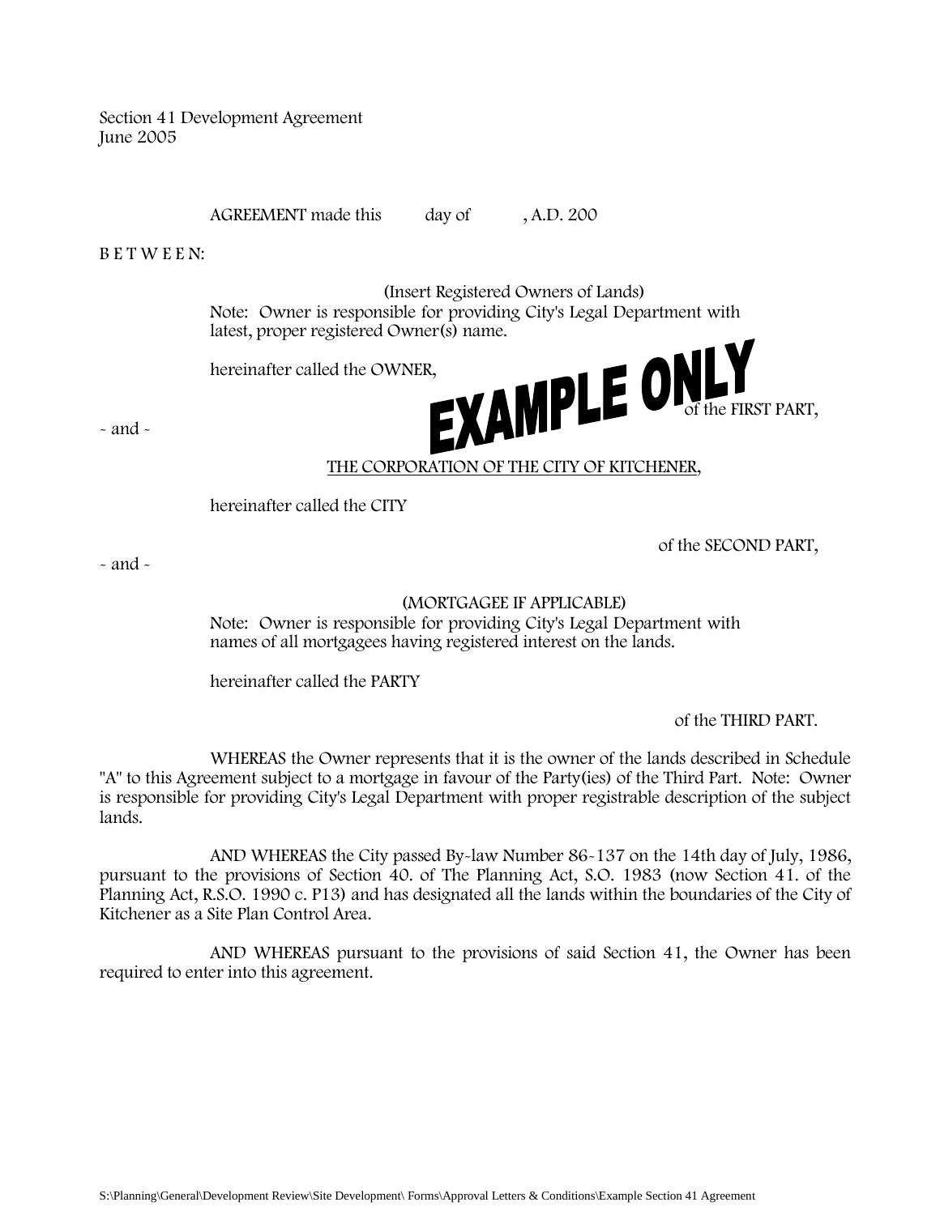Section 41 Development Agreement
June 2005

AGREEMENT made this day of , A.D. 200

B E T W E E N:

(Insert Registered Owners of Lands)
Note: Owner is responsible for providing City's Legal Department with latest, proper registered Owner(s) name.

hereinafter called the OWNER,

EXAMPLE ONLY

of the FIRST PART,

- and -

THE CORPORATION OF THE CITY OF KITCHENER,

hereinafter called the CITY

of the SECOND PART,

- and -

(MORTGAGEE IF APPLICABLE)
Note: Owner is responsible for providing City's Legal Department with names of all mortgagees having registered interest on the lands.

hereinafter called the PARTY

of the THIRD PART.

WHEREAS the Owner represents that it is the owner of the lands described in Schedule "A" to this Agreement subject to a mortgage in favour of the Party(ies) of the Third Part. Note: Owner is responsible for providing City's Legal Department with proper registrable description of the subject lands.

AND WHEREAS the City passed By-law Number 86-137 on the 14th day of July, 1986, pursuant to the provisions of Section 40. of The Planning Act, S.O. 1983 (now Section 41. of the Planning Act, R.S.O. 1990 c. P13) and has designated all the lands within the boundaries of the City of Kitchener as a Site Plan Control Area.

AND WHEREAS pursuant to the provisions of said Section 41, the Owner has been required to enter into this agreement.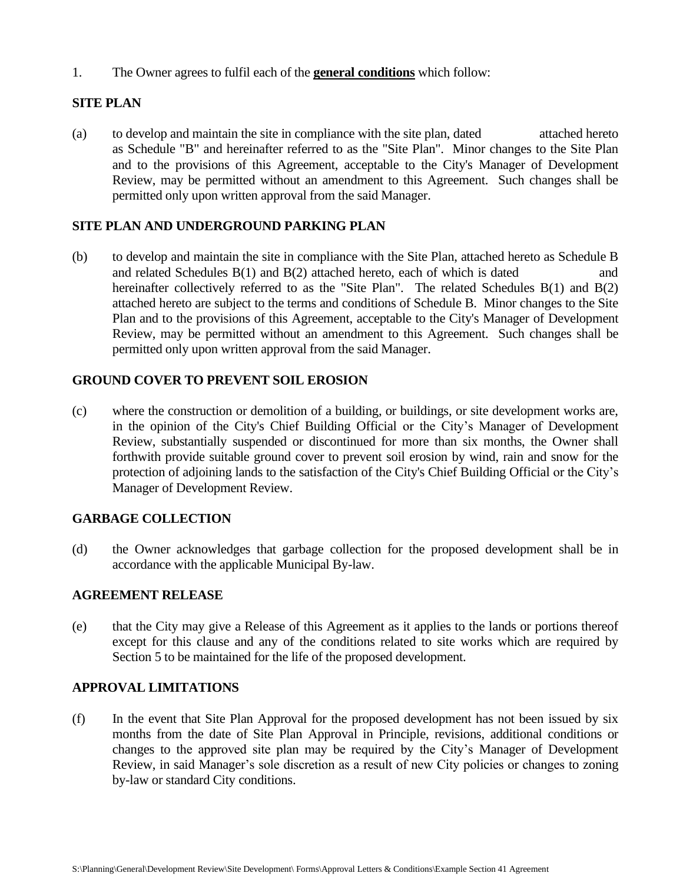1. The Owner agrees to fulfil each of the **general conditions** which follow:

**SITE PLAN**

(a) to develop and maintain the site in compliance with the site plan, dated attached hereto as Schedule "B" and hereinafter referred to as the "Site Plan". Minor changes to the Site Plan and to the provisions of this Agreement, acceptable to the City's Manager of Development Review, may be permitted without an amendment to this Agreement. Such changes shall be permitted only upon written approval from the said Manager.

**SITE PLAN AND UNDERGROUND PARKING PLAN**

(b) to develop and maintain the site in compliance with the Site Plan, attached hereto as Schedule B and related Schedules B(1) and B(2) attached hereto, each of which is dated and hereinafter collectively referred to as the "Site Plan". The related Schedules B(1) and B(2) attached hereto are subject to the terms and conditions of Schedule B. Minor changes to the Site Plan and to the provisions of this Agreement, acceptable to the City's Manager of Development Review, may be permitted without an amendment to this Agreement. Such changes shall be permitted only upon written approval from the said Manager.

**GROUND COVER TO PREVENT SOIL EROSION**

(c) where the construction or demolition of a building, or buildings, or site development works are, in the opinion of the City's Chief Building Official or the City's Manager of Development Review, substantially suspended or discontinued for more than six months, the Owner shall forthwith provide suitable ground cover to prevent soil erosion by wind, rain and snow for the protection of adjoining lands to the satisfaction of the City's Chief Building Official or the City's Manager of Development Review.

**GARBAGE COLLECTION**

(d) the Owner acknowledges that garbage collection for the proposed development shall be in accordance with the applicable Municipal By-law.

**AGREEMENT RELEASE**

(e) that the City may give a Release of this Agreement as it applies to the lands or portions thereof except for this clause and any of the conditions related to site works which are required by Section 5 to be maintained for the life of the proposed development.

**APPROVAL LIMITATIONS**

(f) In the event that Site Plan Approval for the proposed development has not been issued by six months from the date of Site Plan Approval in Principle, revisions, additional conditions or changes to the approved site plan may be required by the City's Manager of Development Review, in said Manager's sole discretion as a result of new City policies or changes to zoning by-law or standard City conditions.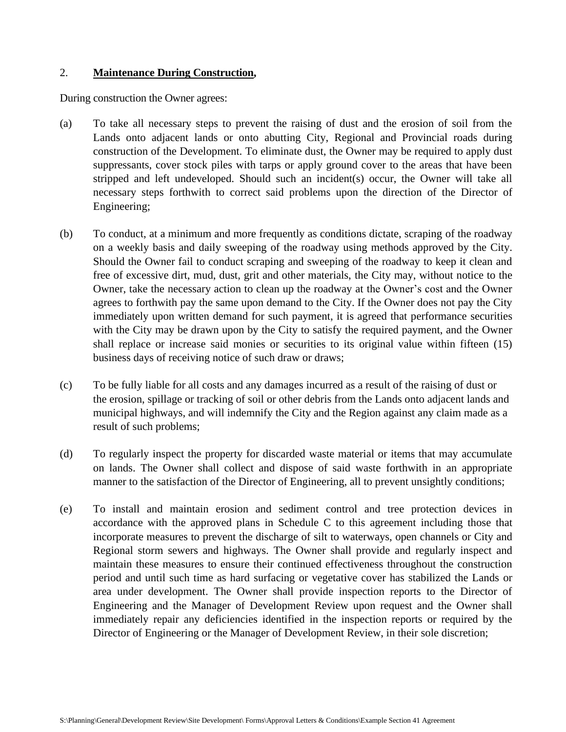2. **Maintenance During Construction,**

During construction the Owner agrees:

(a) To take all necessary steps to prevent the raising of dust and the erosion of soil from the Lands onto adjacent lands or onto abutting City, Regional and Provincial roads during construction of the Development. To eliminate dust, the Owner may be required to apply dust suppressants, cover stock piles with tarps or apply ground cover to the areas that have been stripped and left undeveloped. Should such an incident(s) occur, the Owner will take all necessary steps forthwith to correct said problems upon the direction of the Director of Engineering;

(b) To conduct, at a minimum and more frequently as conditions dictate, scraping of the roadway on a weekly basis and daily sweeping of the roadway using methods approved by the City. Should the Owner fail to conduct scraping and sweeping of the roadway to keep it clean and free of excessive dirt, mud, dust, grit and other materials, the City may, without notice to the Owner, take the necessary action to clean up the roadway at the Owner's cost and the Owner agrees to forthwith pay the same upon demand to the City. If the Owner does not pay the City immediately upon written demand for such payment, it is agreed that performance securities with the City may be drawn upon by the City to satisfy the required payment, and the Owner shall replace or increase said monies or securities to its original value within fifteen (15) business days of receiving notice of such draw or draws;

(c) To be fully liable for all costs and any damages incurred as a result of the raising of dust or the erosion, spillage or tracking of soil or other debris from the Lands onto adjacent lands and municipal highways, and will indemnify the City and the Region against any claim made as a result of such problems;

(d) To regularly inspect the property for discarded waste material or items that may accumulate on lands. The Owner shall collect and dispose of said waste forthwith in an appropriate manner to the satisfaction of the Director of Engineering, all to prevent unsightly conditions;

(e) To install and maintain erosion and sediment control and tree protection devices in accordance with the approved plans in Schedule C to this agreement including those that incorporate measures to prevent the discharge of silt to waterways, open channels or City and Regional storm sewers and highways. The Owner shall provide and regularly inspect and maintain these measures to ensure their continued effectiveness throughout the construction period and until such time as hard surfacing or vegetative cover has stabilized the Lands or area under development. The Owner shall provide inspection reports to the Director of Engineering and the Manager of Development Review upon request and the Owner shall immediately repair any deficiencies identified in the inspection reports or required by the Director of Engineering or the Manager of Development Review, in their sole discretion;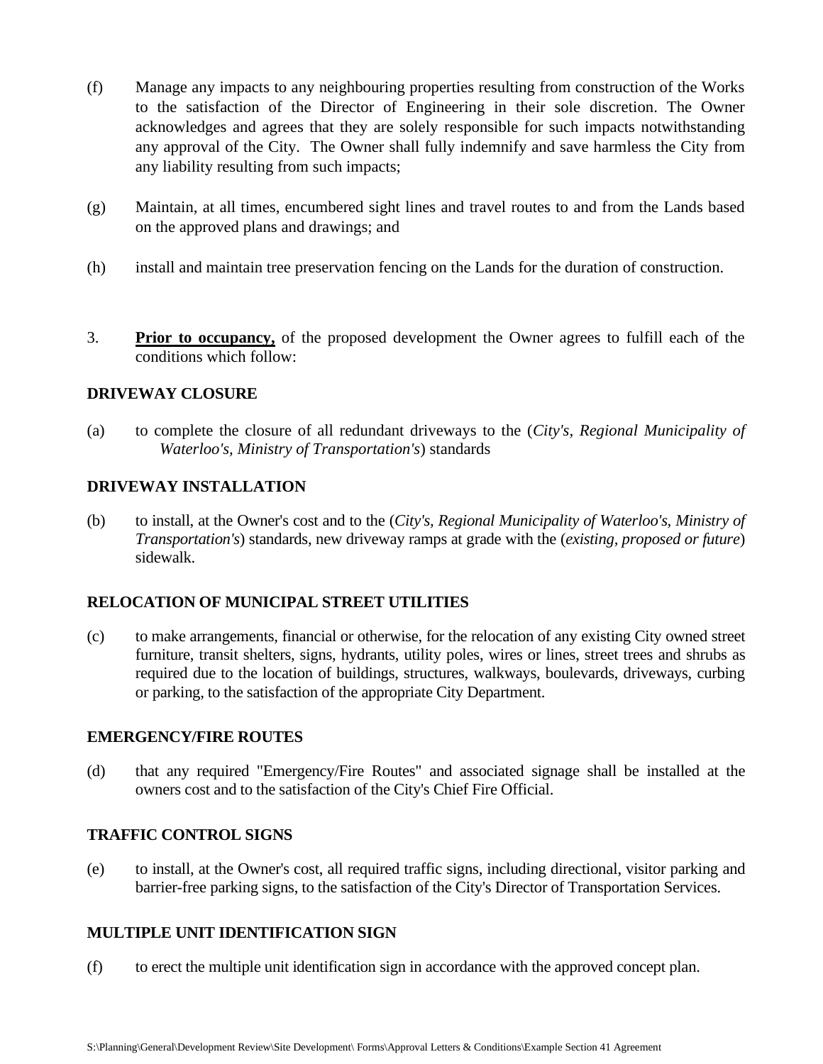(f) Manage any impacts to any neighbouring properties resulting from construction of the Works to the satisfaction of the Director of Engineering in their sole discretion. The Owner acknowledges and agrees that they are solely responsible for such impacts notwithstanding any approval of the City. The Owner shall fully indemnify and save harmless the City from any liability resulting from such impacts;

(g) Maintain, at all times, encumbered sight lines and travel routes to and from the Lands based on the approved plans and drawings; and

(h) install and maintain tree preservation fencing on the Lands for the duration of construction.

3. **Prior to occupancy,** of the proposed development the Owner agrees to fulfill each of the conditions which follow:

**DRIVEWAY CLOSURE**

(a) to complete the closure of all redundant driveways to the (*City's, Regional Municipality of Waterloo's, Ministry of Transportation's*) standards

**DRIVEWAY INSTALLATION**

(b) to install, at the Owner's cost and to the (*City's, Regional Municipality of Waterloo's, Ministry of Transportation's*) standards, new driveway ramps at grade with the (*existing, proposed or future*) sidewalk.

**RELOCATION OF MUNICIPAL STREET UTILITIES**

(c) to make arrangements, financial or otherwise, for the relocation of any existing City owned street furniture, transit shelters, signs, hydrants, utility poles, wires or lines, street trees and shrubs as required due to the location of buildings, structures, walkways, boulevards, driveways, curbing or parking, to the satisfaction of the appropriate City Department.

**EMERGENCY/FIRE ROUTES**

(d) that any required "Emergency/Fire Routes" and associated signage shall be installed at the owners cost and to the satisfaction of the City's Chief Fire Official.

**TRAFFIC CONTROL SIGNS**

(e) to install, at the Owner's cost, all required traffic signs, including directional, visitor parking and barrier-free parking signs, to the satisfaction of the City's Director of Transportation Services.

**MULTIPLE UNIT IDENTIFICATION SIGN**

(f) to erect the multiple unit identification sign in accordance with the approved concept plan.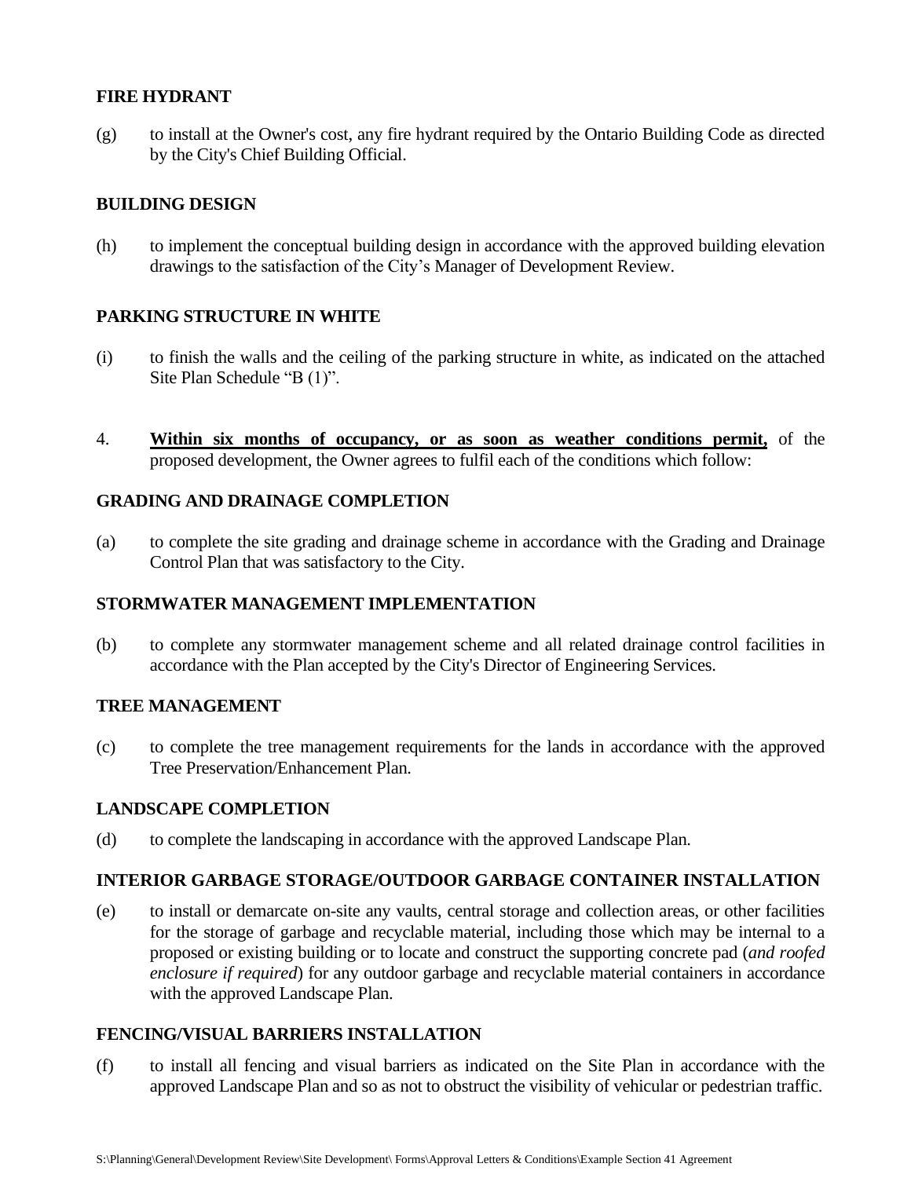**FIRE HYDRANT**

(g) to install at the Owner's cost, any fire hydrant required by the Ontario Building Code as directed by the City's Chief Building Official.

**BUILDING DESIGN**

(h) to implement the conceptual building design in accordance with the approved building elevation drawings to the satisfaction of the City's Manager of Development Review.

**PARKING STRUCTURE IN WHITE**

(i) to finish the walls and the ceiling of the parking structure in white, as indicated on the attached Site Plan Schedule "B (1)".

4. **Within six months of occupancy, or as soon as weather conditions permit,** of the proposed development, the Owner agrees to fulfil each of the conditions which follow:

**GRADING AND DRAINAGE COMPLETION**

(a) to complete the site grading and drainage scheme in accordance with the Grading and Drainage Control Plan that was satisfactory to the City.

**STORMWATER MANAGEMENT IMPLEMENTATION**

(b) to complete any stormwater management scheme and all related drainage control facilities in accordance with the Plan accepted by the City's Director of Engineering Services.

**TREE MANAGEMENT**

(c) to complete the tree management requirements for the lands in accordance with the approved Tree Preservation/Enhancement Plan.

**LANDSCAPE COMPLETION**

(d) to complete the landscaping in accordance with the approved Landscape Plan.

**INTERIOR GARBAGE STORAGE/OUTDOOR GARBAGE CONTAINER INSTALLATION**

(e) to install or demarcate on-site any vaults, central storage and collection areas, or other facilities for the storage of garbage and recyclable material, including those which may be internal to a proposed or existing building or to locate and construct the supporting concrete pad (*and roofed enclosure if required*) for any outdoor garbage and recyclable material containers in accordance with the approved Landscape Plan.

**FENCING/VISUAL BARRIERS INSTALLATION**

(f) to install all fencing and visual barriers as indicated on the Site Plan in accordance with the approved Landscape Plan and so as not to obstruct the visibility of vehicular or pedestrian traffic.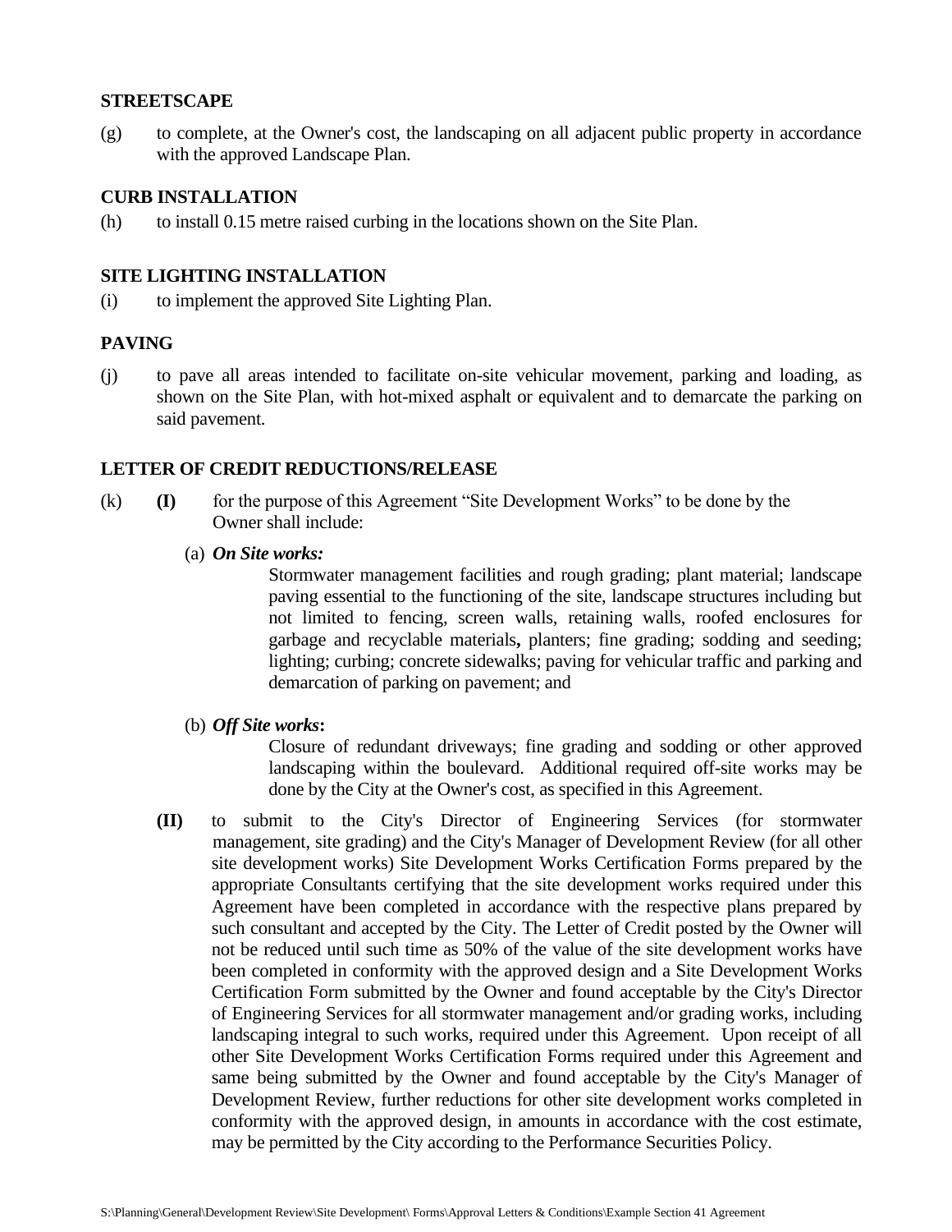**STREETSCAPE**

(g) to complete, at the Owner's cost, the landscaping on all adjacent public property in accordance with the approved Landscape Plan.

**CURB INSTALLATION**

(h) to install 0.15 metre raised curbing in the locations shown on the Site Plan.

**SITE LIGHTING INSTALLATION**

(i) to implement the approved Site Lighting Plan.

**PAVING**

(j) to pave all areas intended to facilitate on-site vehicular movement, parking and loading, as shown on the Site Plan, with hot-mixed asphalt or equivalent and to demarcate the parking on said pavement.

**LETTER OF CREDIT REDUCTIONS/RELEASE**

(k) **(I)** for the purpose of this Agreement "Site Development Works" to be done by the Owner shall include:

(a) ***On Site works:***

Stormwater management facilities and rough grading; plant material; landscape paving essential to the functioning of the site, landscape structures including but not limited to fencing, screen walls, retaining walls, roofed enclosures for garbage and recyclable materials**,** planters; fine grading; sodding and seeding; lighting; curbing; concrete sidewalks; paving for vehicular traffic and parking and demarcation of parking on pavement; and

(b) ***Off Site works*:**

Closure of redundant driveways; fine grading and sodding or other approved landscaping within the boulevard. Additional required off-site works may be done by the City at the Owner's cost, as specified in this Agreement.

**(II)** to submit to the City's Director of Engineering Services (for stormwater management, site grading) and the City's Manager of Development Review (for all other site development works) Site Development Works Certification Forms prepared by the appropriate Consultants certifying that the site development works required under this Agreement have been completed in accordance with the respective plans prepared by such consultant and accepted by the City. The Letter of Credit posted by the Owner will not be reduced until such time as 50% of the value of the site development works have been completed in conformity with the approved design and a Site Development Works Certification Form submitted by the Owner and found acceptable by the City's Director of Engineering Services for all stormwater management and/or grading works, including landscaping integral to such works, required under this Agreement. Upon receipt of all other Site Development Works Certification Forms required under this Agreement and same being submitted by the Owner and found acceptable by the City's Manager of Development Review, further reductions for other site development works completed in conformity with the approved design, in amounts in accordance with the cost estimate, may be permitted by the City according to the Performance Securities Policy.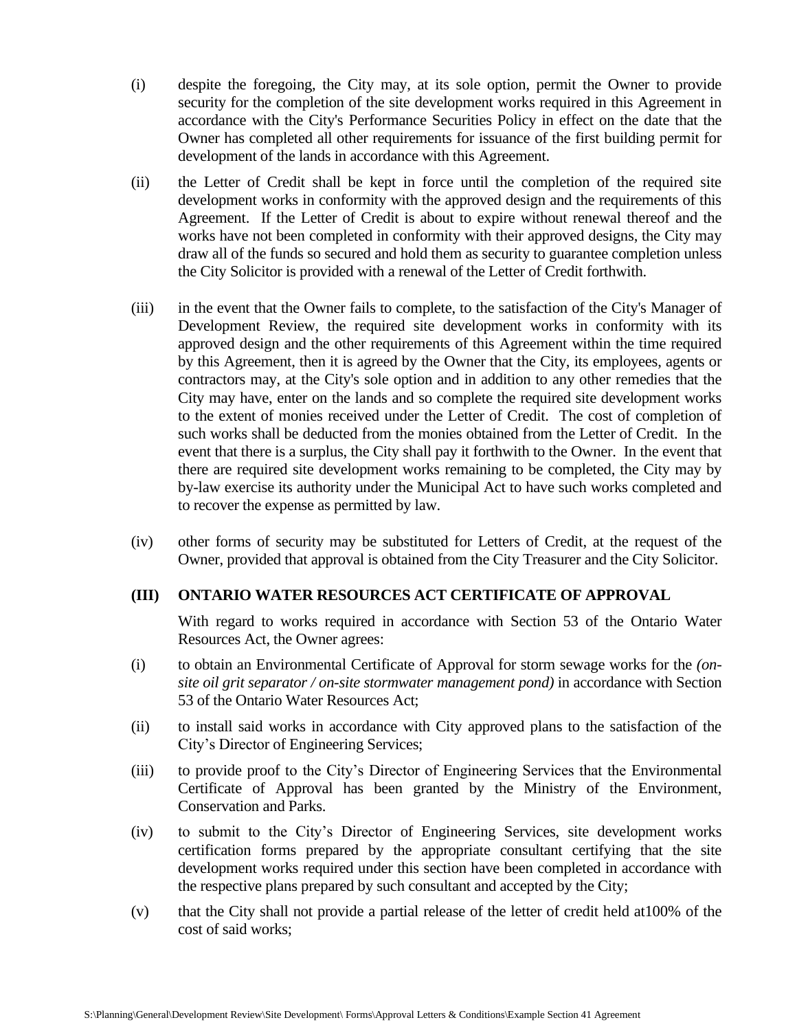(i) despite the foregoing, the City may, at its sole option, permit the Owner to provide security for the completion of the site development works required in this Agreement in accordance with the City's Performance Securities Policy in effect on the date that the Owner has completed all other requirements for issuance of the first building permit for development of the lands in accordance with this Agreement.

(ii) the Letter of Credit shall be kept in force until the completion of the required site development works in conformity with the approved design and the requirements of this Agreement. If the Letter of Credit is about to expire without renewal thereof and the works have not been completed in conformity with their approved designs, the City may draw all of the funds so secured and hold them as security to guarantee completion unless the City Solicitor is provided with a renewal of the Letter of Credit forthwith.

(iii) in the event that the Owner fails to complete, to the satisfaction of the City's Manager of Development Review, the required site development works in conformity with its approved design and the other requirements of this Agreement within the time required by this Agreement, then it is agreed by the Owner that the City, its employees, agents or contractors may, at the City's sole option and in addition to any other remedies that the City may have, enter on the lands and so complete the required site development works to the extent of monies received under the Letter of Credit. The cost of completion of such works shall be deducted from the monies obtained from the Letter of Credit. In the event that there is a surplus, the City shall pay it forthwith to the Owner. In the event that there are required site development works remaining to be completed, the City may by by-law exercise its authority under the Municipal Act to have such works completed and to recover the expense as permitted by law.

(iv) other forms of security may be substituted for Letters of Credit, at the request of the Owner, provided that approval is obtained from the City Treasurer and the City Solicitor.

**(III) ONTARIO WATER RESOURCES ACT CERTIFICATE OF APPROVAL**

With regard to works required in accordance with Section 53 of the Ontario Water Resources Act, the Owner agrees:

(i) to obtain an Environmental Certificate of Approval for storm sewage works for the *(on-site oil grit separator / on-site stormwater management pond)* in accordance with Section 53 of the Ontario Water Resources Act;

(ii) to install said works in accordance with City approved plans to the satisfaction of the City's Director of Engineering Services;

(iii) to provide proof to the City's Director of Engineering Services that the Environmental Certificate of Approval has been granted by the Ministry of the Environment, Conservation and Parks.

(iv) to submit to the City's Director of Engineering Services, site development works certification forms prepared by the appropriate consultant certifying that the site development works required under this section have been completed in accordance with the respective plans prepared by such consultant and accepted by the City;

(v) that the City shall not provide a partial release of the letter of credit held at100% of the cost of said works;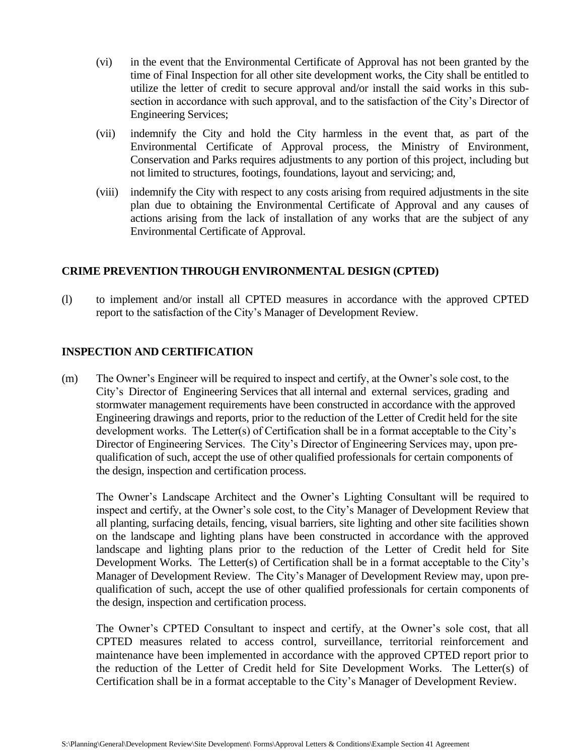(vi) in the event that the Environmental Certificate of Approval has not been granted by the time of Final Inspection for all other site development works, the City shall be entitled to utilize the letter of credit to secure approval and/or install the said works in this sub-section in accordance with such approval, and to the satisfaction of the City's Director of Engineering Services;

(vii) indemnify the City and hold the City harmless in the event that, as part of the Environmental Certificate of Approval process, the Ministry of Environment, Conservation and Parks requires adjustments to any portion of this project, including but not limited to structures, footings, foundations, layout and servicing; and,

(viii) indemnify the City with respect to any costs arising from required adjustments in the site plan due to obtaining the Environmental Certificate of Approval and any causes of actions arising from the lack of installation of any works that are the subject of any Environmental Certificate of Approval.

**CRIME PREVENTION THROUGH ENVIRONMENTAL DESIGN (CPTED)**

(l) to implement and/or install all CPTED measures in accordance with the approved CPTED report to the satisfaction of the City's Manager of Development Review.

**INSPECTION AND CERTIFICATION**

(m) The Owner's Engineer will be required to inspect and certify, at the Owner's sole cost, to the City's Director of Engineering Services that all internal and external services, grading and stormwater management requirements have been constructed in accordance with the approved Engineering drawings and reports, prior to the reduction of the Letter of Credit held for the site development works. The Letter(s) of Certification shall be in a format acceptable to the City's Director of Engineering Services. The City's Director of Engineering Services may, upon pre-qualification of such, accept the use of other qualified professionals for certain components of the design, inspection and certification process.

The Owner's Landscape Architect and the Owner's Lighting Consultant will be required to inspect and certify, at the Owner's sole cost, to the City's Manager of Development Review that all planting, surfacing details, fencing, visual barriers, site lighting and other site facilities shown on the landscape and lighting plans have been constructed in accordance with the approved landscape and lighting plans prior to the reduction of the Letter of Credit held for Site Development Works. The Letter(s) of Certification shall be in a format acceptable to the City's Manager of Development Review. The City's Manager of Development Review may, upon pre-qualification of such, accept the use of other qualified professionals for certain components of the design, inspection and certification process.

The Owner's CPTED Consultant to inspect and certify, at the Owner's sole cost, that all CPTED measures related to access control, surveillance, territorial reinforcement and maintenance have been implemented in accordance with the approved CPTED report prior to the reduction of the Letter of Credit held for Site Development Works. The Letter(s) of Certification shall be in a format acceptable to the City's Manager of Development Review.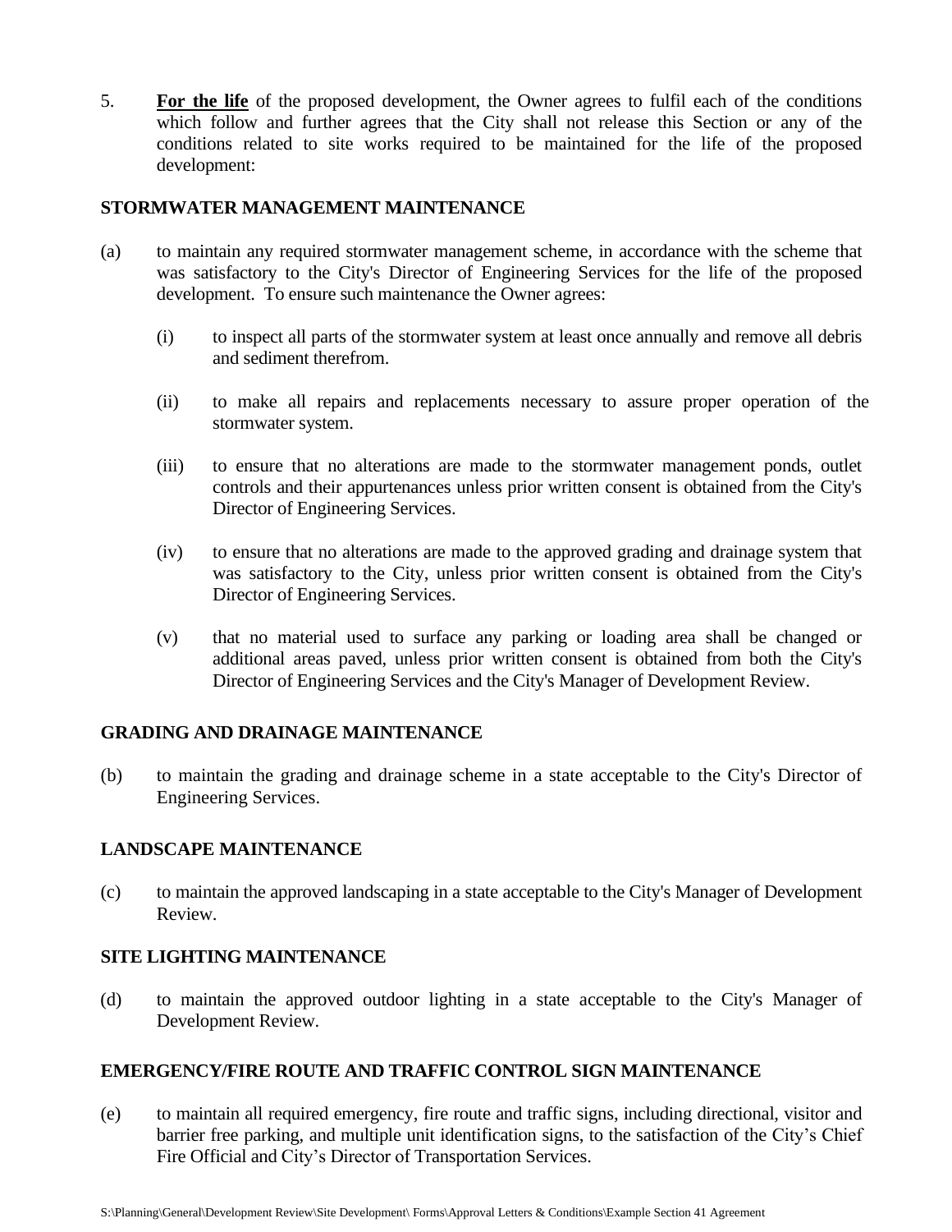5. **For the life** of the proposed development, the Owner agrees to fulfil each of the conditions which follow and further agrees that the City shall not release this Section or any of the conditions related to site works required to be maintained for the life of the proposed development:

**STORMWATER MANAGEMENT MAINTENANCE**

(a) to maintain any required stormwater management scheme, in accordance with the scheme that was satisfactory to the City's Director of Engineering Services for the life of the proposed development. To ensure such maintenance the Owner agrees:

   (i) to inspect all parts of the stormwater system at least once annually and remove all debris and sediment therefrom.

   (ii) to make all repairs and replacements necessary to assure proper operation of the stormwater system.

   (iii) to ensure that no alterations are made to the stormwater management ponds, outlet controls and their appurtenances unless prior written consent is obtained from the City's Director of Engineering Services.

   (iv) to ensure that no alterations are made to the approved grading and drainage system that was satisfactory to the City, unless prior written consent is obtained from the City's Director of Engineering Services.

   (v) that no material used to surface any parking or loading area shall be changed or additional areas paved, unless prior written consent is obtained from both the City's Director of Engineering Services and the City's Manager of Development Review.

**GRADING AND DRAINAGE MAINTENANCE**

(b) to maintain the grading and drainage scheme in a state acceptable to the City's Director of Engineering Services.

**LANDSCAPE MAINTENANCE**

(c) to maintain the approved landscaping in a state acceptable to the City's Manager of Development Review.

**SITE LIGHTING MAINTENANCE**

(d) to maintain the approved outdoor lighting in a state acceptable to the City's Manager of Development Review.

**EMERGENCY/FIRE ROUTE AND TRAFFIC CONTROL SIGN MAINTENANCE**

(e) to maintain all required emergency, fire route and traffic signs, including directional, visitor and barrier free parking, and multiple unit identification signs, to the satisfaction of the City's Chief Fire Official and City's Director of Transportation Services.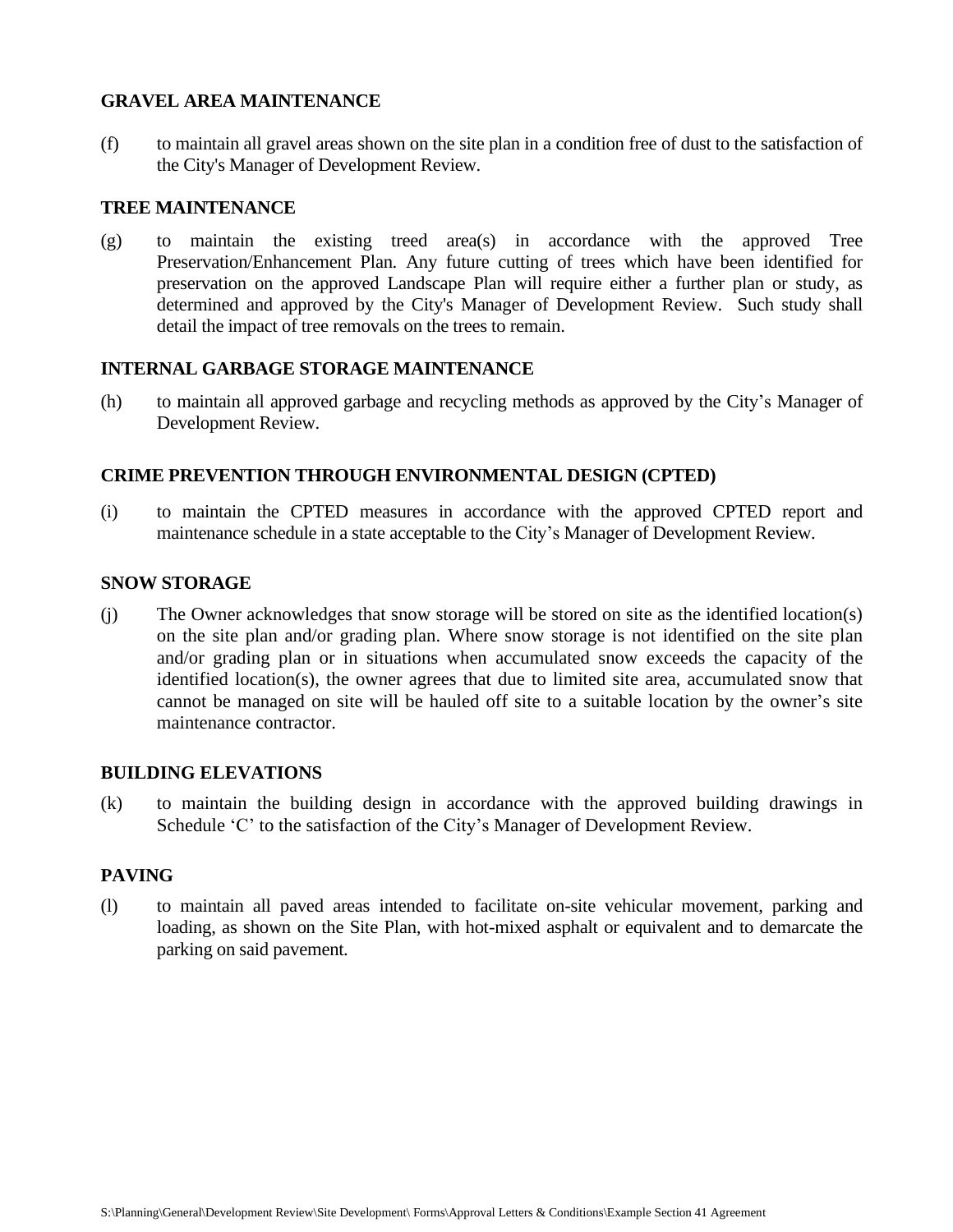**GRAVEL AREA MAINTENANCE**

(f) to maintain all gravel areas shown on the site plan in a condition free of dust to the satisfaction of the City's Manager of Development Review.

**TREE MAINTENANCE**

(g) to maintain the existing treed area(s) in accordance with the approved Tree Preservation/Enhancement Plan. Any future cutting of trees which have been identified for preservation on the approved Landscape Plan will require either a further plan or study, as determined and approved by the City's Manager of Development Review. Such study shall detail the impact of tree removals on the trees to remain.

**INTERNAL GARBAGE STORAGE MAINTENANCE**

(h) to maintain all approved garbage and recycling methods as approved by the City's Manager of Development Review.

**CRIME PREVENTION THROUGH ENVIRONMENTAL DESIGN (CPTED)**

(i) to maintain the CPTED measures in accordance with the approved CPTED report and maintenance schedule in a state acceptable to the City's Manager of Development Review.

**SNOW STORAGE**

(j) The Owner acknowledges that snow storage will be stored on site as the identified location(s) on the site plan and/or grading plan. Where snow storage is not identified on the site plan and/or grading plan or in situations when accumulated snow exceeds the capacity of the identified location(s), the owner agrees that due to limited site area, accumulated snow that cannot be managed on site will be hauled off site to a suitable location by the owner's site maintenance contractor.

**BUILDING ELEVATIONS**

(k) to maintain the building design in accordance with the approved building drawings in Schedule 'C' to the satisfaction of the City's Manager of Development Review.

**PAVING**

(l) to maintain all paved areas intended to facilitate on-site vehicular movement, parking and loading, as shown on the Site Plan, with hot-mixed asphalt or equivalent and to demarcate the parking on said pavement.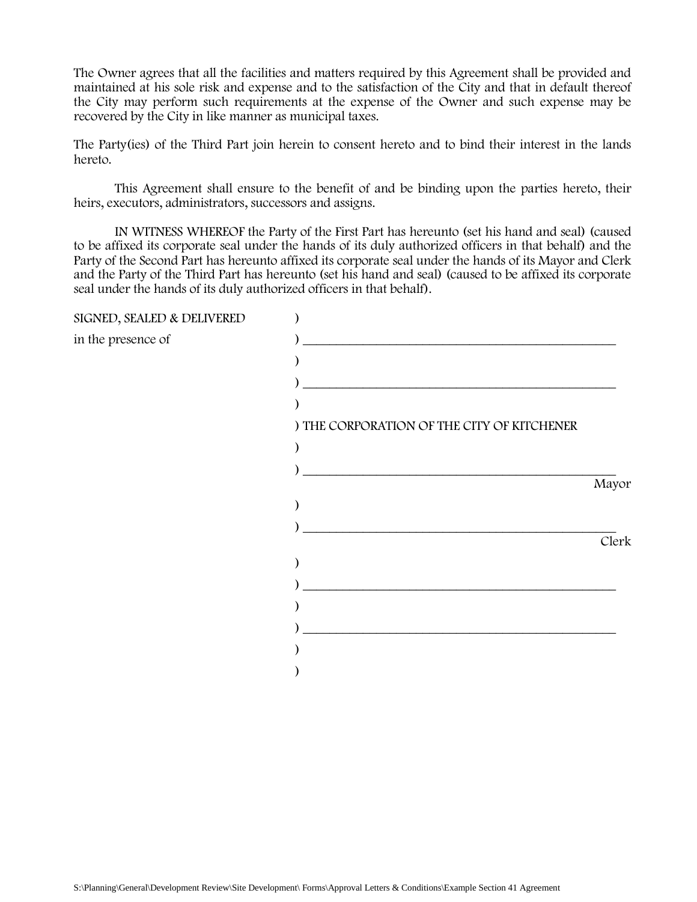The Owner agrees that all the facilities and matters required by this Agreement shall be provided and maintained at his sole risk and expense and to the satisfaction of the City and that in default thereof the City may perform such requirements at the expense of the Owner and such expense may be recovered by the City in like manner as municipal taxes.

The Party(ies) of the Third Part join herein to consent hereto and to bind their interest in the lands hereto.

This Agreement shall ensure to the benefit of and be binding upon the parties hereto, their heirs, executors, administrators, successors and assigns.

IN WITNESS WHEREOF the Party of the First Part has hereunto (set his hand and seal) (caused to be affixed its corporate seal under the hands of its duly authorized officers in that behalf) and the Party of the Second Part has hereunto affixed its corporate seal under the hands of its Mayor and Clerk and the Party of the Third Part has hereunto (set his hand and seal) (caused to be affixed its corporate seal under the hands of its duly authorized officers in that behalf).

SIGNED, SEALED & DELIVERED )
in the presence of ) ______________________________

)
) ______________________________

)
) THE CORPORATION OF THE CITY OF KITCHENER

)
) ______________________________
Mayor

)
) ______________________________
Clerk

)
) ______________________________

)
) ______________________________

)
)

S:\Planning\General\Development Review\Site Development\ Forms\Approval Letters & Conditions\Example Section 41 Agreement